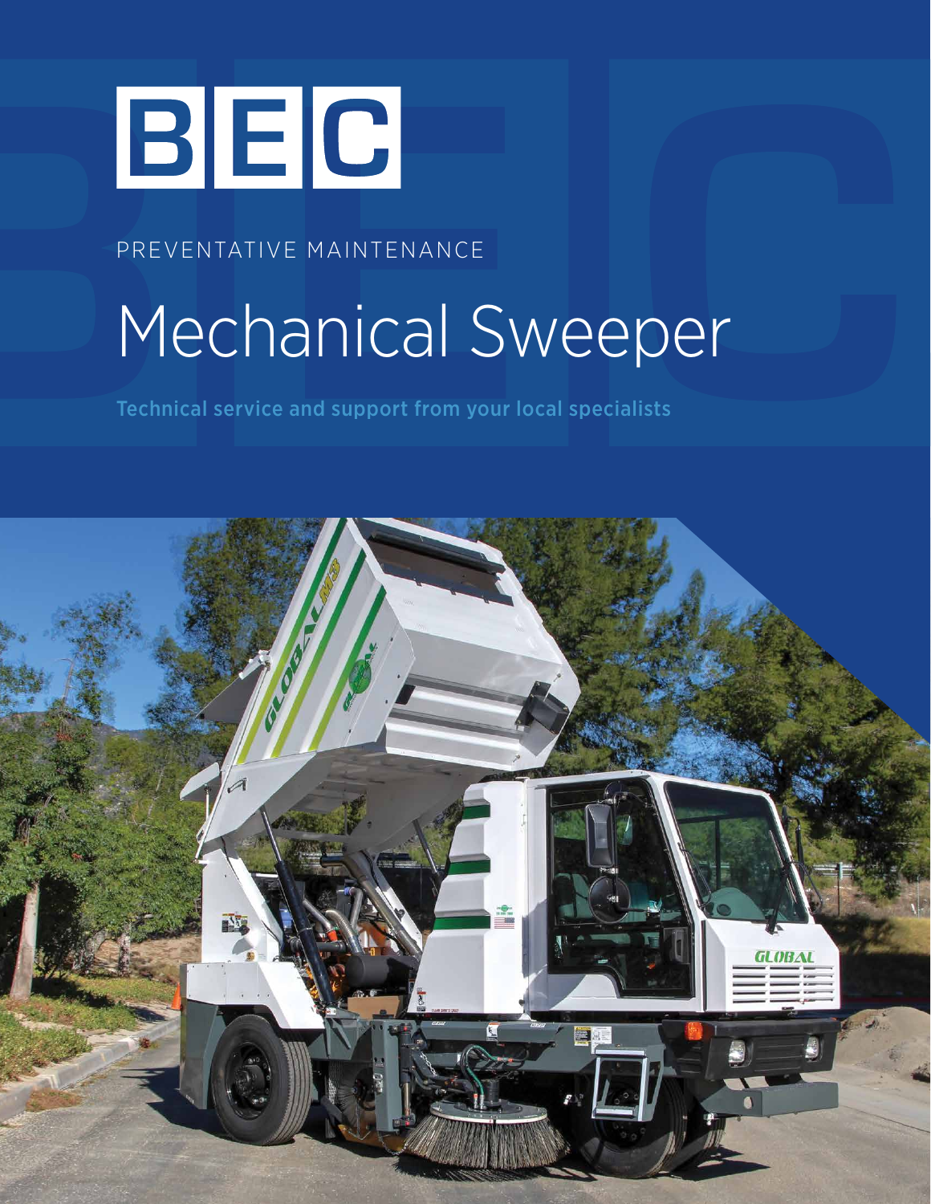BEC

PREVENTATIVE MAINTENANCE

# Mechanical Sweeper

**Technical service and support from your local specialists**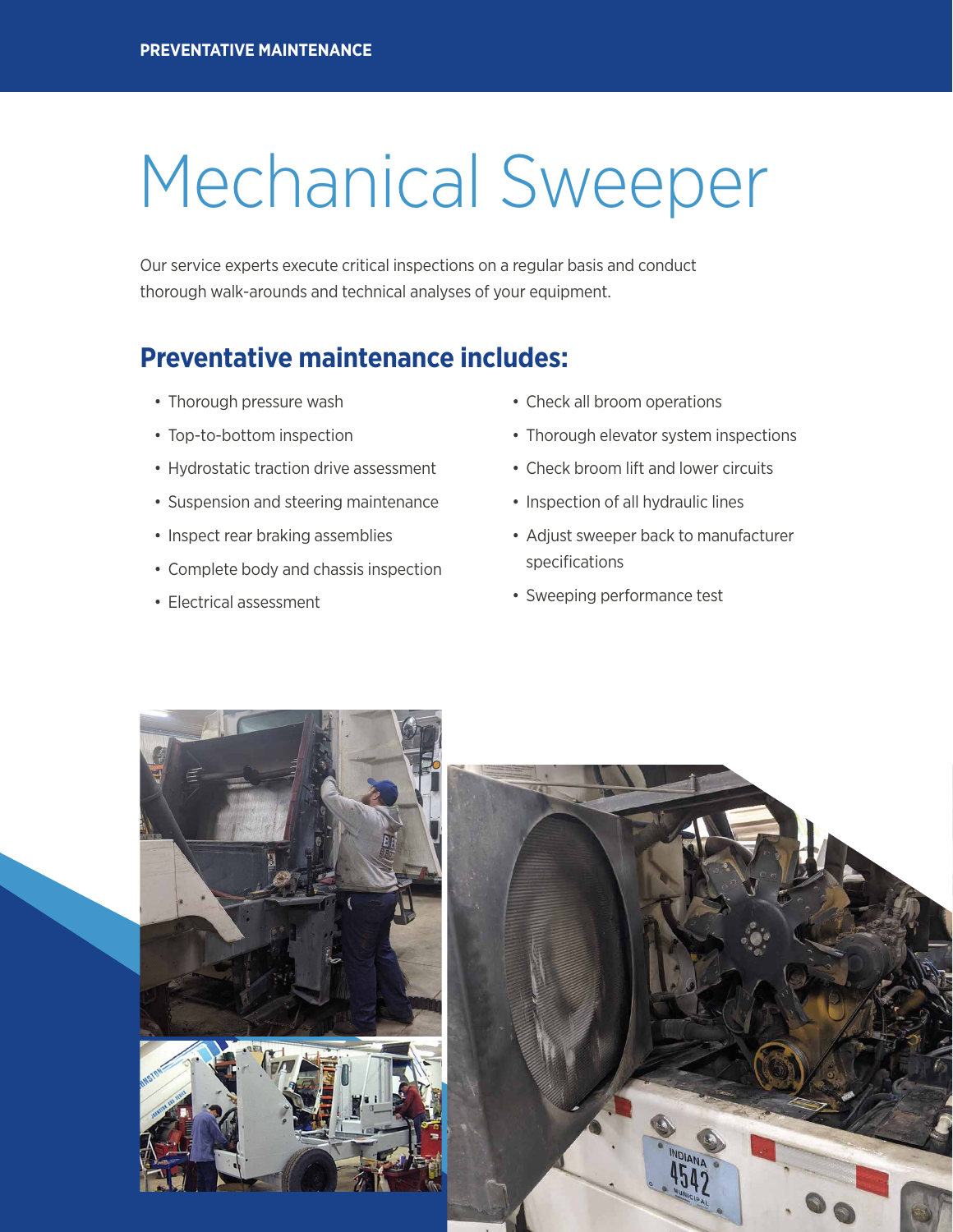# Mechanical Sweeper

Our service experts execute critical inspections on a regular basis and conduct thorough walk-arounds and technical analyses of your equipment.

## Preventative maintenance includes:

- Thorough pressure wash
- Top-to-bottom inspection
- Hydrostatic traction drive assessment
- Suspension and steering maintenance
- Inspect rear braking assemblies
- Complete body and chassis inspection
- Electrical assessment
- Check all broom operations
- Thorough elevator system inspections
- Check broom lift and lower circuits
- Inspection of all hydraulic lines
- Adjust sweeper back to manufacturer specifications
- Sweeping performance test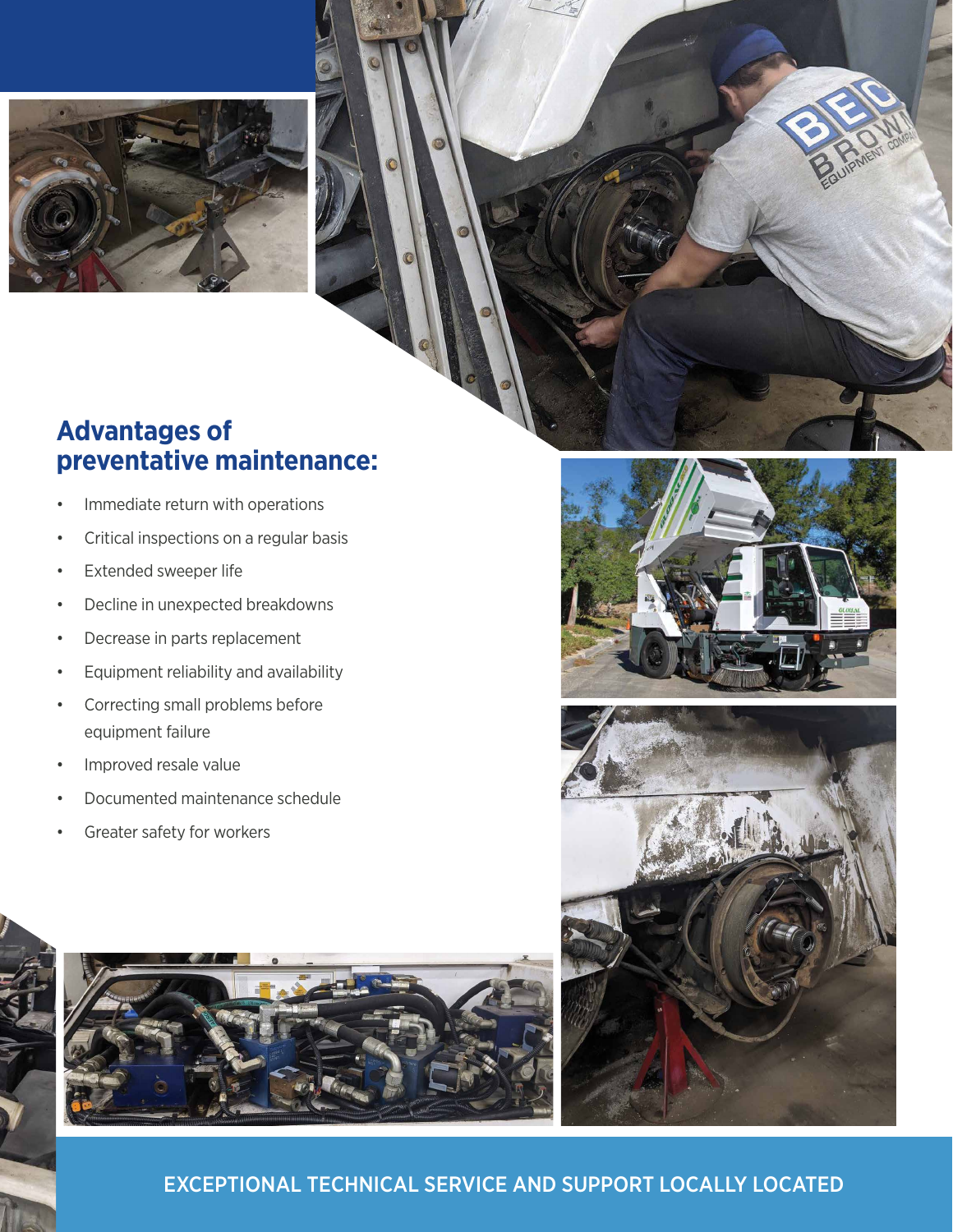## Advantages of preventative maintenance:

- Immediate return with operations
- Critical inspections on a regular basis
- Extended sweeper life
- Decline in unexpected breakdowns
- Decrease in parts replacement
- Equipment reliability and availability
- Correcting small problems before equipment failure
- Improved resale value
- Documented maintenance schedule
- Greater safety for workers

EXCEPTIONAL TECHNICAL SERVICE AND SUPPORT LOCALLY LOCATED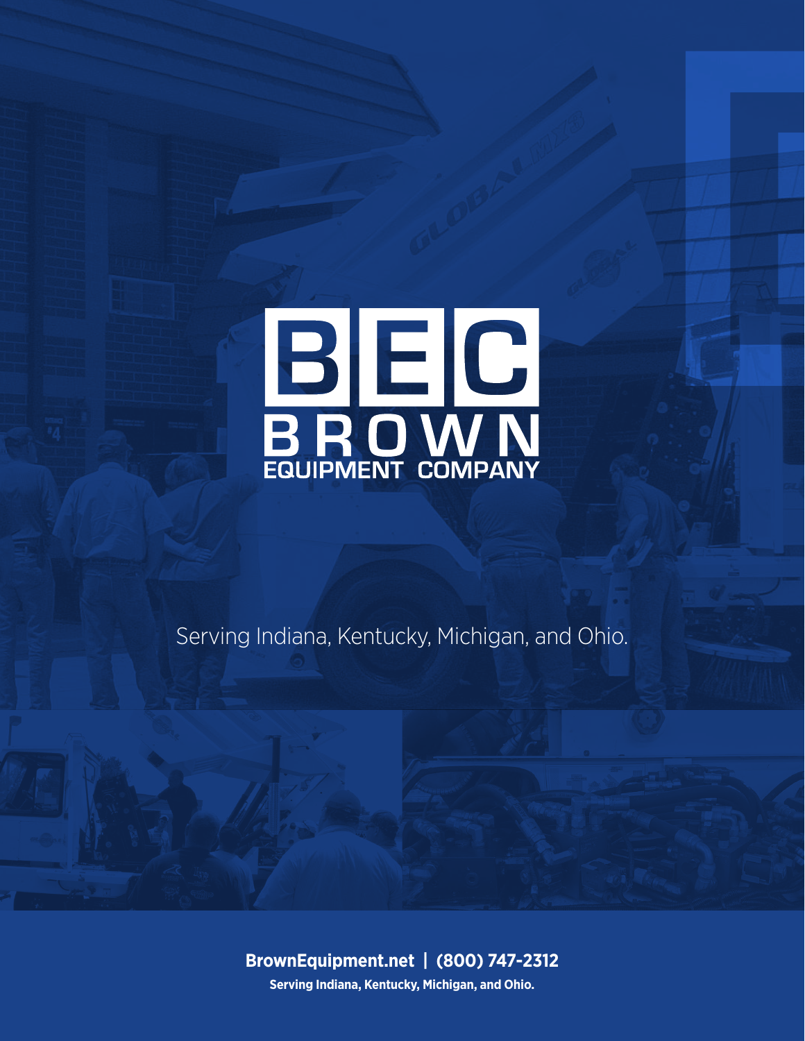# BEC

## BROWN EQUIPMENT COMPANY

Serving Indiana, Kentucky, Michigan, and Ohio.

**BrownEquipment.net | (800) 747-2312**

**Serving Indiana, Kentucky, Michigan, and Ohio.**